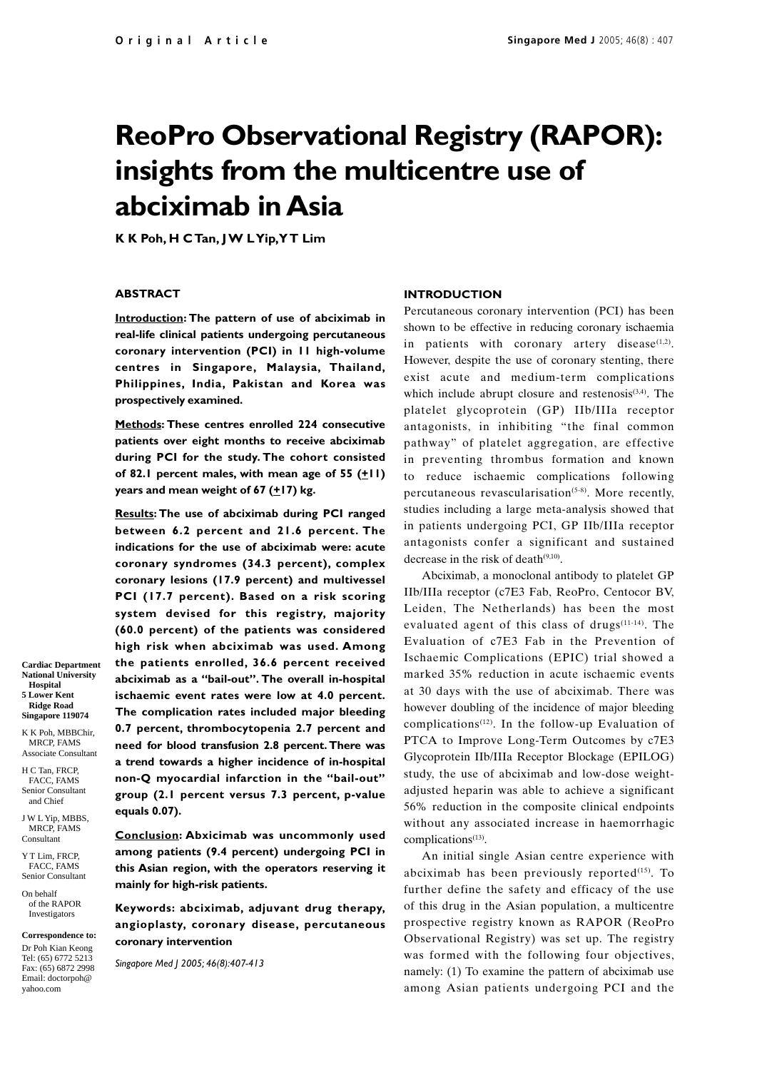# ReoPro Observational Registry (RAPOR): insights from the multicentre use of abciximab in Asia

**K K Poh, H C Tan, J W L Yip, Y T Lim**

Cardiac Department
National University Hospital
5 Lower Kent Ridge Road
Singapore 119074

K K Poh, MBBChir, MRCP, FAMS
Associate Consultant

H C Tan, FRCP, FACC, FAMS
Senior Consultant and Chief

J W L Yip, MBBS, MRCP, FAMS
Consultant

Y T Lim, FRCP, FACC, FAMS
Senior Consultant

On behalf of the RAPOR Investigators

**Correspondence to:**
Dr Poh Kian Keong
Tel: (65) 6772 5213
Fax: (65) 6872 2998
Email: doctorpoh@yahoo.com

## ABSTRACT

**Introduction: The pattern of use of abciximab in real-life clinical patients undergoing percutaneous coronary intervention (PCI) in 11 high-volume centres in Singapore, Malaysia, Thailand, Philippines, India, Pakistan and Korea was prospectively examined.**

**Methods: These centres enrolled 224 consecutive patients over eight months to receive abciximab during PCI for the study. The cohort consisted of 82.1 percent males, with mean age of 55 (±11) years and mean weight of 67 (±17) kg.**

**Results: The use of abciximab during PCI ranged between 6.2 percent and 21.6 percent. The indications for the use of abciximab were: acute coronary syndromes (34.3 percent), complex coronary lesions (17.9 percent) and multivessel PCI (17.7 percent). Based on a risk scoring system devised for this registry, majority (60.0 percent) of the patients was considered high risk when abciximab was used. Among the patients enrolled, 36.6 percent received abciximab as a "bail-out". The overall in-hospital ischaemic event rates were low at 4.0 percent. The complication rates included major bleeding 0.7 percent, thrombocytopenia 2.7 percent and need for blood transfusion 2.8 percent. There was a trend towards a higher incidence of in-hospital non-Q myocardial infarction in the "bail-out" group (2.1 percent versus 7.3 percent, p-value equals 0.07).**

**Conclusion: Abxicimab was uncommonly used among patients (9.4 percent) undergoing PCI in this Asian region, with the operators reserving it mainly for high-risk patients.**

**Keywords: abciximab, adjuvant drug therapy, angioplasty, coronary disease, percutaneous coronary intervention**

*Singapore Med J 2005; 46(8):407-413*

## INTRODUCTION

Percutaneous coronary intervention (PCI) has been shown to be effective in reducing coronary ischaemia in patients with coronary artery disease[1,2]. However, despite the use of coronary stenting, there exist acute and medium-term complications which include abrupt closure and restenosis[3,4]. The platelet glycoprotein (GP) IIb/IIIa receptor antagonists, in inhibiting "the final common pathway" of platelet aggregation, are effective in preventing thrombus formation and known to reduce ischaemic complications following percutaneous revascularisation[5-8]. More recently, studies including a large meta-analysis showed that in patients undergoing PCI, GP IIb/IIIa receptor antagonists confer a significant and sustained decrease in the risk of death[9,10].

Abciximab, a monoclonal antibody to platelet GP IIb/IIIa receptor (c7E3 Fab, ReoPro, Centocor BV, Leiden, The Netherlands) has been the most evaluated agent of this class of drugs[11-14]. The Evaluation of c7E3 Fab in the Prevention of Ischaemic Complications (EPIC) trial showed a marked 35% reduction in acute ischaemic events at 30 days with the use of abciximab. There was however doubling of the incidence of major bleeding complications[12]. In the follow-up Evaluation of PTCA to Improve Long-Term Outcomes by c7E3 Glycoprotein IIb/IIIa Receptor Blockage (EPILOG) study, the use of abciximab and low-dose weight-adjusted heparin was able to achieve a significant 56% reduction in the composite clinical endpoints without any associated increase in haemorrhagic complications[13].

An initial single Asian centre experience with abciximab has been previously reported[15]. To further define the safety and efficacy of the use of this drug in the Asian population, a multicentre prospective registry known as RAPOR (ReoPro Observational Registry) was set up. The registry was formed with the following four objectives, namely: (1) To examine the pattern of abciximab use among Asian patients undergoing PCI and the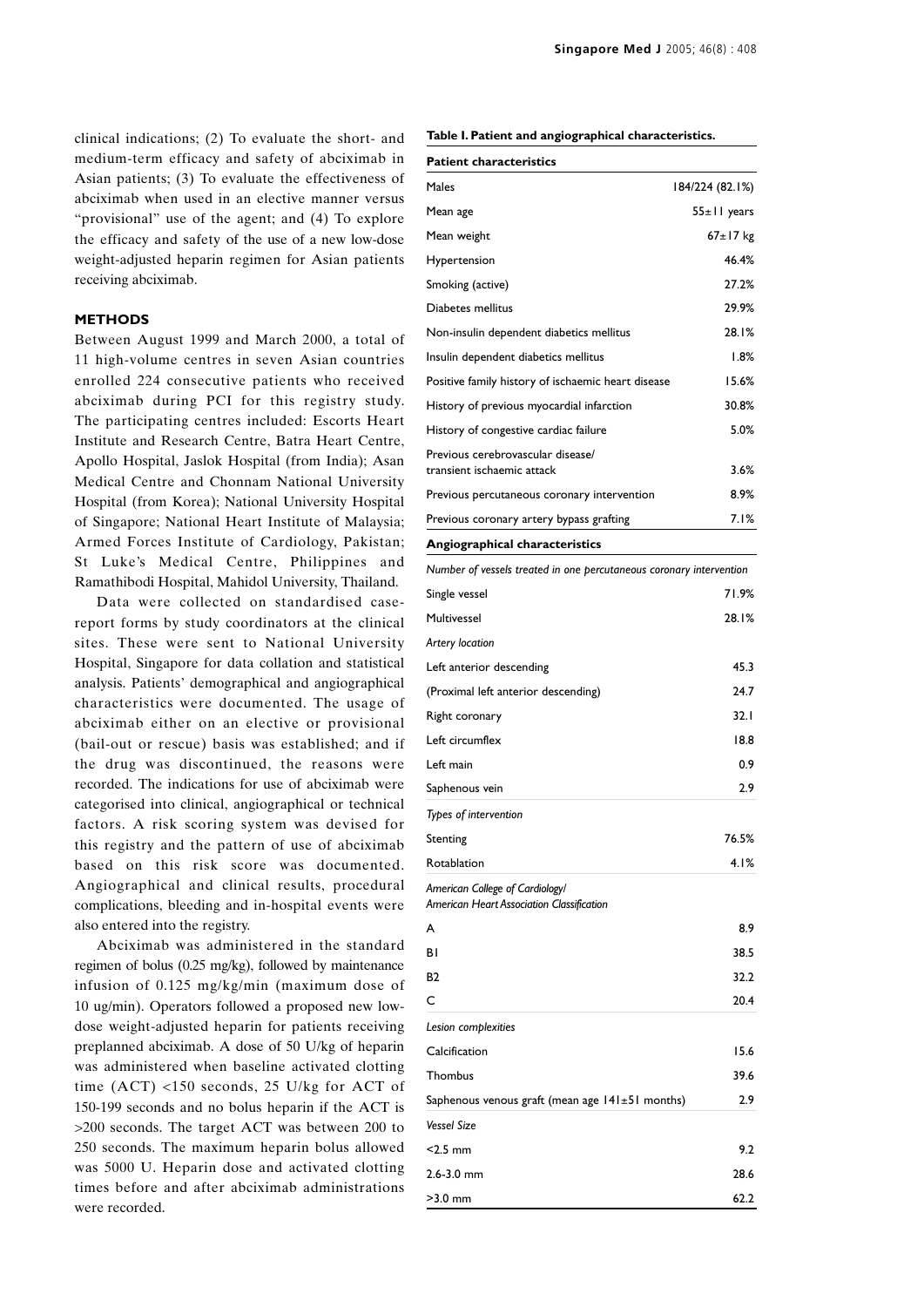clinical indications; (2) To evaluate the short- and medium-term efficacy and safety of abciximab in Asian patients; (3) To evaluate the effectiveness of abciximab when used in an elective manner versus "provisional" use of the agent; and (4) To explore the efficacy and safety of the use of a new low-dose weight-adjusted heparin regimen for Asian patients receiving abciximab.

## METHODS

Between August 1999 and March 2000, a total of 11 high-volume centres in seven Asian countries enrolled 224 consecutive patients who received abciximab during PCI for this registry study. The participating centres included: Escorts Heart Institute and Research Centre, Batra Heart Centre, Apollo Hospital, Jaslok Hospital (from India); Asan Medical Centre and Chonnam National University Hospital (from Korea); National University Hospital of Singapore; National Heart Institute of Malaysia; Armed Forces Institute of Cardiology, Pakistan; St Luke's Medical Centre, Philippines and Ramathibodi Hospital, Mahidol University, Thailand.

Data were collected on standardised case-report forms by study coordinators at the clinical sites. These were sent to National University Hospital, Singapore for data collation and statistical analysis. Patients' demographical and angiographical characteristics were documented. The usage of abciximab either on an elective or provisional (bail-out or rescue) basis was established; and if the drug was discontinued, the reasons were recorded. The indications for use of abciximab were categorised into clinical, angiographical or technical factors. A risk scoring system was devised for this registry and the pattern of use of abciximab based on this risk score was documented. Angiographical and clinical results, procedural complications, bleeding and in-hospital events were also entered into the registry.

Abciximab was administered in the standard regimen of bolus (0.25 mg/kg), followed by maintenance infusion of 0.125 mg/kg/min (maximum dose of 10 ug/min). Operators followed a proposed new low-dose weight-adjusted heparin for patients receiving preplanned abciximab. A dose of 50 U/kg of heparin was administered when baseline activated clotting time (ACT) <150 seconds, 25 U/kg for ACT of 150-199 seconds and no bolus heparin if the ACT is >200 seconds. The target ACT was between 200 to 250 seconds. The maximum heparin bolus allowed was 5000 U. Heparin dose and activated clotting times before and after abciximab administrations were recorded.

**Table I. Patient and angiographical characteristics.**

| **Patient characteristics** | |
|---|---|
| Males | 184/224 (82.1%) |
| Mean age | 55±11 years |
| Mean weight | 67±17 kg |
| Hypertension | 46.4% |
| Smoking (active) | 27.2% |
| Diabetes mellitus | 29.9% |
| Non-insulin dependent diabetics mellitus | 28.1% |
| Insulin dependent diabetics mellitus | 1.8% |
| Positive family history of ischaemic heart disease | 15.6% |
| History of previous myocardial infarction | 30.8% |
| History of congestive cardiac failure | 5.0% |
| Previous cerebrovascular disease/ transient ischaemic attack | 3.6% |
| Previous percutaneous coronary intervention | 8.9% |
| Previous coronary artery bypass grafting | 7.1% |
| **Angiographical characteristics** | |
| *Number of vessels treated in one percutaneous coronary intervention* | |
| Single vessel | 71.9% |
| Multivessel | 28.1% |
| *Artery location* | |
| Left anterior descending | 45.3 |
| (Proximal left anterior descending) | 24.7 |
| Right coronary | 32.1 |
| Left circumflex | 18.8 |
| Left main | 0.9 |
| Saphenous vein | 2.9 |
| *Types of intervention* | |
| Stenting | 76.5% |
| Rotablation | 4.1% |
| *American College of Cardiology/ American Heart Association Classification* | |
| A | 8.9 |
| B1 | 38.5 |
| B2 | 32.2 |
| C | 20.4 |
| *Lesion complexities* | |
| Calcification | 15.6 |
| Thombus | 39.6 |
| Saphenous venous graft (mean age 141±51 months) | 2.9 |
| *Vessel Size* | |
| <2.5 mm | 9.2 |
| 2.6-3.0 mm | 28.6 |
| >3.0 mm | 62.2 |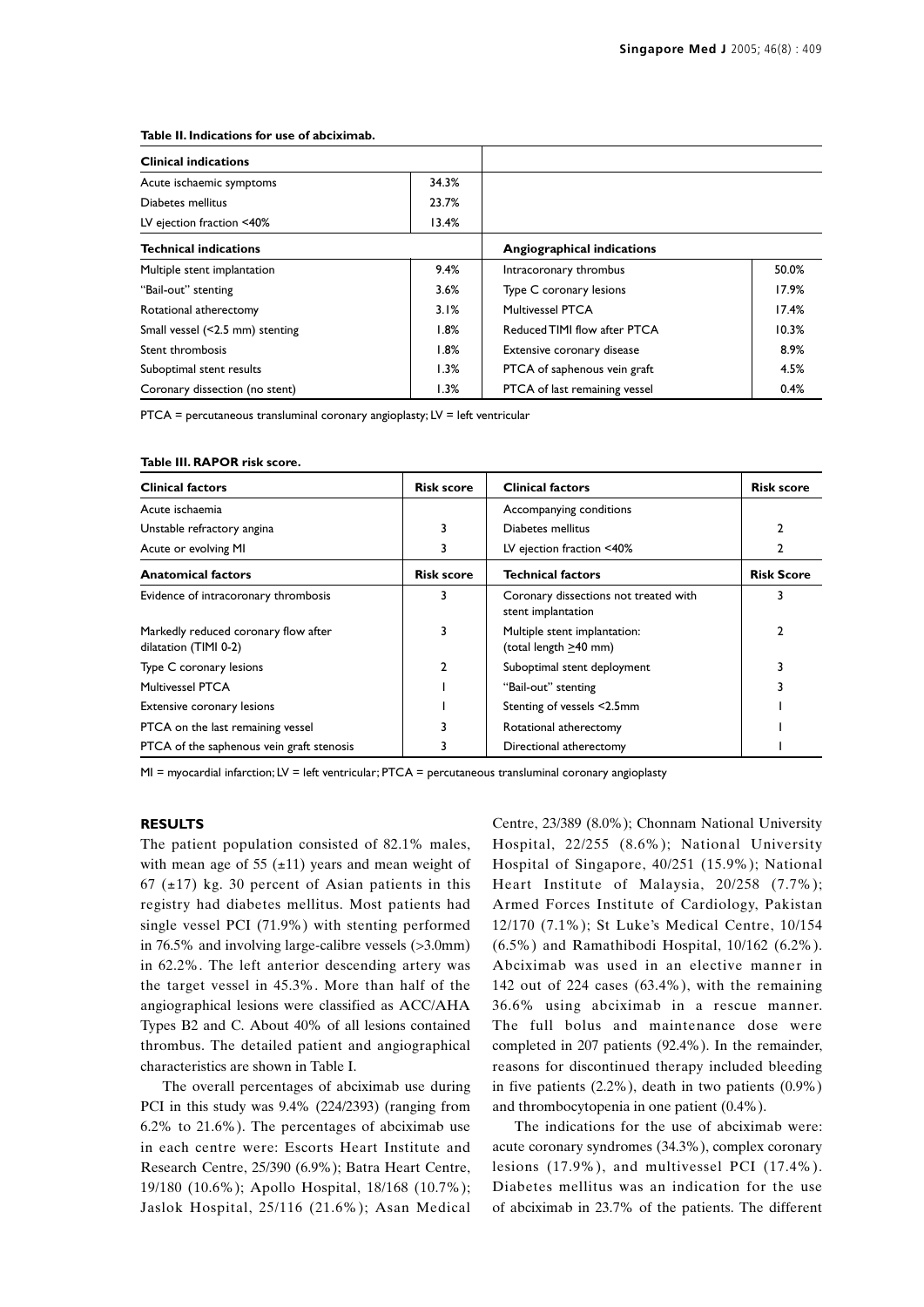**Table II. Indications for use of abciximab.**

| Clinical indications | | | |
|---|---|---|---|
| Acute ischaemic symptoms | 34.3% | | |
| Diabetes mellitus | 23.7% | | |
| LV ejection fraction <40% | 13.4% | | |
| **Technical indications** | | **Angiographical indications** | |
| Multiple stent implantation | 9.4% | Intracoronary thrombus | 50.0% |
| "Bail-out" stenting | 3.6% | Type C coronary lesions | 17.9% |
| Rotational atherectomy | 3.1% | Multivessel PTCA | 17.4% |
| Small vessel (<2.5 mm) stenting | 1.8% | Reduced TIMI flow after PTCA | 10.3% |
| Stent thrombosis | 1.8% | Extensive coronary disease | 8.9% |
| Suboptimal stent results | 1.3% | PTCA of saphenous vein graft | 4.5% |
| Coronary dissection (no stent) | 1.3% | PTCA of last remaining vessel | 0.4% |

PTCA = percutaneous transluminal coronary angioplasty; LV = left ventricular

**Table III. RAPOR risk score.**

| Clinical factors | Risk score | Clinical factors | Risk score |
|---|---|---|---|
| Acute ischaemia | | Accompanying conditions | |
| Unstable refractory angina | 3 | Diabetes mellitus | 2 |
| Acute or evolving MI | 3 | LV ejection fraction <40% | 2 |
| **Anatomical factors** | **Risk score** | **Technical factors** | **Risk Score** |
| Evidence of intracoronary thrombosis | 3 | Coronary dissections not treated with stent implantation | 3 |
| Markedly reduced coronary flow after dilatation (TIMI 0-2) | 3 | Multiple stent implantation: (total length ≥40 mm) | 2 |
| Type C coronary lesions | 2 | Suboptimal stent deployment | 3 |
| Multivessel PTCA | 1 | "Bail-out" stenting | 3 |
| Extensive coronary lesions | 1 | Stenting of vessels <2.5mm | 1 |
| PTCA on the last remaining vessel | 3 | Rotational atherectomy | 1 |
| PTCA of the saphenous vein graft stenosis | 3 | Directional atherectomy | 1 |

MI = myocardial infarction; LV = left ventricular; PTCA = percutaneous transluminal coronary angioplasty

## RESULTS

The patient population consisted of 82.1% males, with mean age of 55 (±11) years and mean weight of 67 (±17) kg. 30 percent of Asian patients in this registry had diabetes mellitus. Most patients had single vessel PCI (71.9%) with stenting performed in 76.5% and involving large-calibre vessels (>3.0mm) in 62.2%. The left anterior descending artery was the target vessel in 45.3%. More than half of the angiographical lesions were classified as ACC/AHA Types B2 and C. About 40% of all lesions contained thrombus. The detailed patient and angiographical characteristics are shown in Table I.

The overall percentages of abciximab use during PCI in this study was 9.4% (224/2393) (ranging from 6.2% to 21.6%). The percentages of abciximab use in each centre were: Escorts Heart Institute and Research Centre, 25/390 (6.9%); Batra Heart Centre, 19/180 (10.6%); Apollo Hospital, 18/168 (10.7%); Jaslok Hospital, 25/116 (21.6%); Asan Medical Centre, 23/389 (8.0%); Chonnam National University Hospital, 22/255 (8.6%); National University Hospital of Singapore, 40/251 (15.9%); National Heart Institute of Malaysia, 20/258 (7.7%); Armed Forces Institute of Cardiology, Pakistan 12/170 (7.1%); St Luke's Medical Centre, 10/154 (6.5%) and Ramathibodi Hospital, 10/162 (6.2%). Abciximab was used in an elective manner in 142 out of 224 cases (63.4%), with the remaining 36.6% using abciximab in a rescue manner. The full bolus and maintenance dose were completed in 207 patients (92.4%). In the remainder, reasons for discontinued therapy included bleeding in five patients (2.2%), death in two patients (0.9%) and thrombocytopenia in one patient (0.4%).

The indications for the use of abciximab were: acute coronary syndromes (34.3%), complex coronary lesions (17.9%), and multivessel PCI (17.4%). Diabetes mellitus was an indication for the use of abciximab in 23.7% of the patients. The different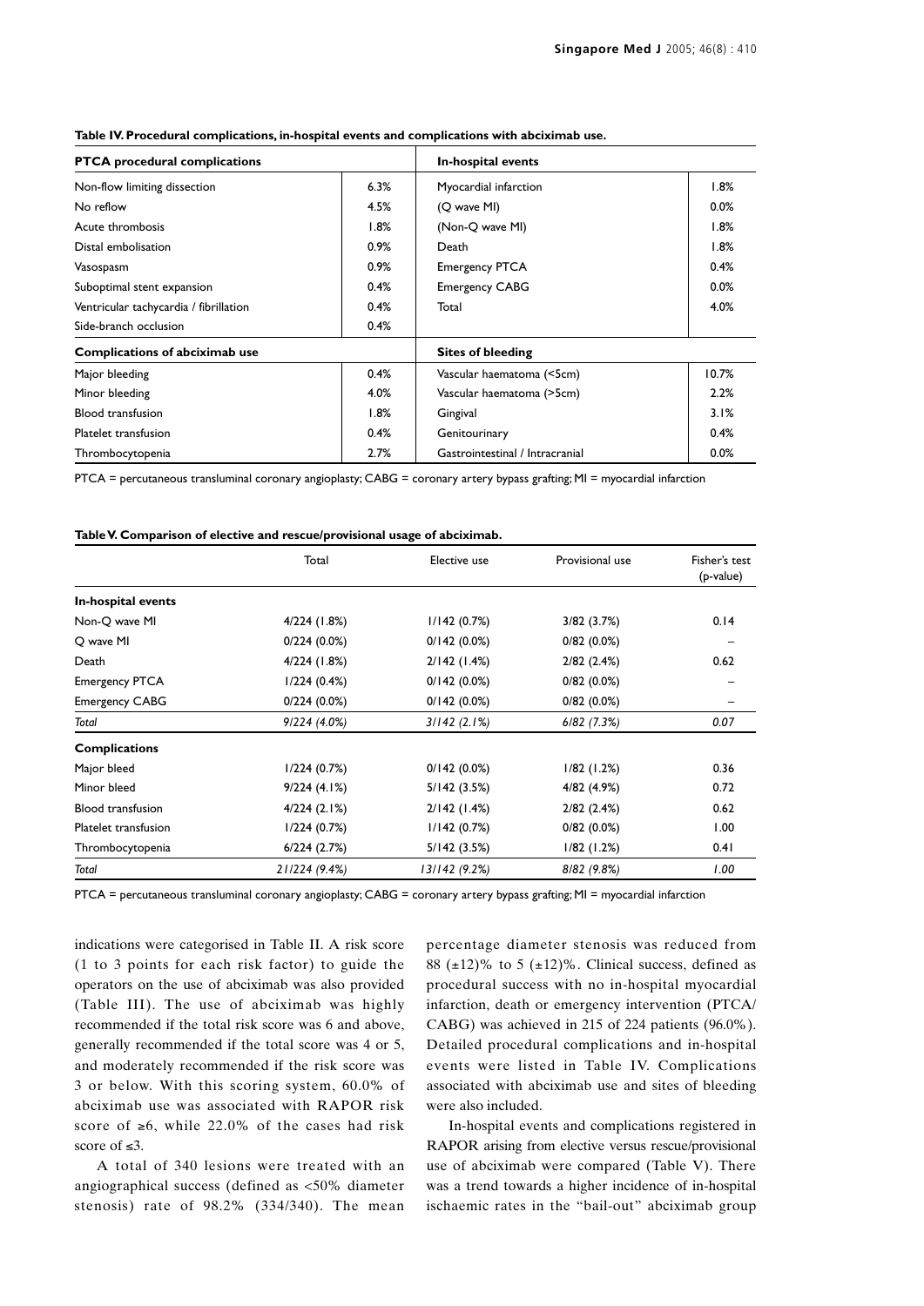**Table IV. Procedural complications, in-hospital events and complications with abciximab use.**

| PTCA procedural complications | | In-hospital events | |
|---|---|---|---|
| Non-flow limiting dissection | 6.3% | Myocardial infarction | 1.8% |
| No reflow | 4.5% | (Q wave MI) | 0.0% |
| Acute thrombosis | 1.8% | (Non-Q wave MI) | 1.8% |
| Distal embolisation | 0.9% | Death | 1.8% |
| Vasospasm | 0.9% | Emergency PTCA | 0.4% |
| Suboptimal stent expansion | 0.4% | Emergency CABG | 0.0% |
| Ventricular tachycardia / fibrillation | 0.4% | Total | 4.0% |
| Side-branch occlusion | 0.4% | | |
| **Complications of abciximab use** | | **Sites of bleeding** | |
| Major bleeding | 0.4% | Vascular haematoma (<5cm) | 10.7% |
| Minor bleeding | 4.0% | Vascular haematoma (>5cm) | 2.2% |
| Blood transfusion | 1.8% | Gingival | 3.1% |
| Platelet transfusion | 0.4% | Genitourinary | 0.4% |
| Thrombocytopenia | 2.7% | Gastrointestinal / Intracranial | 0.0% |

PTCA = percutaneous transluminal coronary angioplasty; CABG = coronary artery bypass grafting; MI = myocardial infarction

**Table V. Comparison of elective and rescue/provisional usage of abciximab.**

| | Total | Elective use | Provisional use | Fisher's test (p-value) |
|---|---|---|---|---|
| **In-hospital events** | | | | |
| Non-Q wave MI | 4/224 (1.8%) | 1/142 (0.7%) | 3/82 (3.7%) | 0.14 |
| Q wave MI | 0/224 (0.0%) | 0/142 (0.0%) | 0/82 (0.0%) | – |
| Death | 4/224 (1.8%) | 2/142 (1.4%) | 2/82 (2.4%) | 0.62 |
| Emergency PTCA | 1/224 (0.4%) | 0/142 (0.0%) | 0/82 (0.0%) | – |
| Emergency CABG | 0/224 (0.0%) | 0/142 (0.0%) | 0/82 (0.0%) | – |
| *Total* | *9/224 (4.0%)* | *3/142 (2.1%)* | *6/82 (7.3%)* | *0.07* |
| **Complications** | | | | |
| Major bleed | 1/224 (0.7%) | 0/142 (0.0%) | 1/82 (1.2%) | 0.36 |
| Minor bleed | 9/224 (4.1%) | 5/142 (3.5%) | 4/82 (4.9%) | 0.72 |
| Blood transfusion | 4/224 (2.1%) | 2/142 (1.4%) | 2/82 (2.4%) | 0.62 |
| Platelet transfusion | 1/224 (0.7%) | 1/142 (0.7%) | 0/82 (0.0%) | 1.00 |
| Thrombocytopenia | 6/224 (2.7%) | 5/142 (3.5%) | 1/82 (1.2%) | 0.41 |
| *Total* | *21/224 (9.4%)* | *13/142 (9.2%)* | *8/82 (9.8%)* | *1.00* |

PTCA = percutaneous transluminal coronary angioplasty; CABG = coronary artery bypass grafting; MI = myocardial infarction

indications were categorised in Table II. A risk score (1 to 3 points for each risk factor) to guide the operators on the use of abciximab was also provided (Table III). The use of abciximab was highly recommended if the total risk score was 6 and above, generally recommended if the total score was 4 or 5, and moderately recommended if the risk score was 3 or below. With this scoring system, 60.0% of abciximab use was associated with RAPOR risk score of ≥6, while 22.0% of the cases had risk score of ≤3.

A total of 340 lesions were treated with an angiographical success (defined as <50% diameter stenosis) rate of 98.2% (334/340). The mean percentage diameter stenosis was reduced from 88 (±12)% to 5 (±12)%. Clinical success, defined as procedural success with no in-hospital myocardial infarction, death or emergency intervention (PTCA/CABG) was achieved in 215 of 224 patients (96.0%). Detailed procedural complications and in-hospital events were listed in Table IV. Complications associated with abciximab use and sites of bleeding were also included.

In-hospital events and complications registered in RAPOR arising from elective versus rescue/provisional use of abciximab were compared (Table V). There was a trend towards a higher incidence of in-hospital ischaemic rates in the "bail-out" abciximab group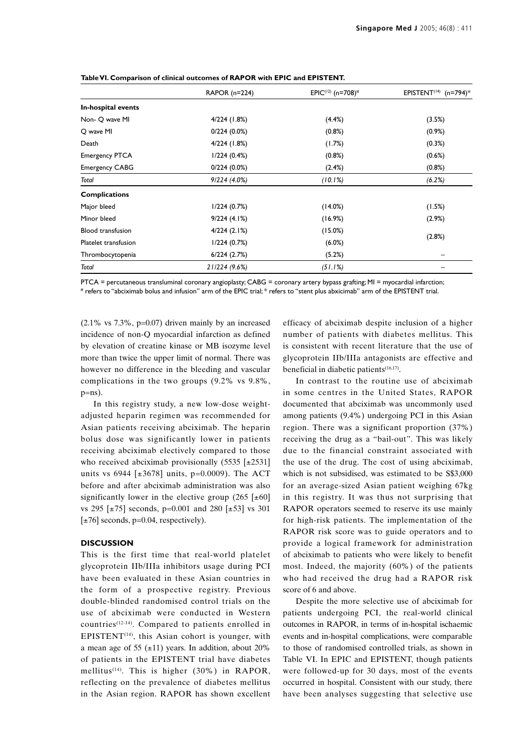**Table VI. Comparison of clinical outcomes of RAPOR with EPIC and EPISTENT.**

| | RAPOR (n=224) | EPIC[12] (n=708)# | EPISTENT[14] (n=794)* |
|---|---|---|---|
| **In-hospital events** | | | |
| Non- Q wave MI | 4/224 (1.8%) | (4.4%) | (3.5%) |
| Q wave MI | 0/224 (0.0%) | (0.8%) | (0.9%) |
| Death | 4/224 (1.8%) | (1.7%) | (0.3%) |
| Emergency PTCA | 1/224 (0.4%) | (0.8%) | (0.6%) |
| Emergency CABG | 0/224 (0.0%) | (2.4%) | (0.8%) |
| *Total* | *9/224 (4.0%)* | *(10.1%)* | *(6.2%)* |
| **Complications** | | | |
| Major bleed | 1/224 (0.7%) | (14.0%) | (1.5%) |
| Minor bleed | 9/224 (4.1%) | (16.9%) | (2.9%) |
| Blood transfusion | 4/224 (2.1%) | (15.0%) | (2.8%) |
| Platelet transfusion | 1/224 (0.7%) | (6.0%) | |
| Thrombocytopenia | 6/224 (2.7%) | (5.2%) | – |
| *Total* | *21/224 (9.6%)* | *(51.1%)* | – |

PTCA = percutaneous transluminal coronary angioplasty; CABG = coronary artery bypass grafting; MI = myocardial infarction;
# refers to "abciximab bolus and infusion" arm of the EPIC trial; * refers to "stent plus abxicimab" arm of the EPISTENT trial.

(2.1% vs 7.3%, p=0.07) driven mainly by an increased incidence of non-Q myocardial infarction as defined by elevation of creatine kinase or MB isozyme level more than twice the upper limit of normal. There was however no difference in the bleeding and vascular complications in the two groups (9.2% vs 9.8%, p=ns).

In this registry study, a new low-dose weight-adjusted heparin regimen was recommended for Asian patients receiving abciximab. The heparin bolus dose was significantly lower in patients receiving abciximab electively compared to those who received abciximab provisionally (5535 [±2531] units vs 6944 [±3678] units, p=0.0009). The ACT before and after abciximab administration was also significantly lower in the elective group (265 [±60] vs 295 [±75] seconds, p=0.001 and 280 [±53] vs 301 [±76] seconds, p=0.04, respectively).

## DISCUSSION

This is the first time that real-world platelet glycoprotein IIb/IIIa inhibitors usage during PCI have been evaluated in these Asian countries in the form of a prospective registry. Previous double-blinded randomised control trials on the use of abciximab were conducted in Western countries[12-14]. Compared to patients enrolled in EPISTENT[14], this Asian cohort is younger, with a mean age of 55 (±11) years. In addition, about 20% of patients in the EPISTENT trial have diabetes mellitus[14]. This is higher (30%) in RAPOR, reflecting on the prevalence of diabetes mellitus in the Asian region. RAPOR has shown excellent efficacy of abciximab despite inclusion of a higher number of patients with diabetes mellitus. This is consistent with recent literature that the use of glycoprotein IIb/IIIa antagonists are effective and beneficial in diabetic patients[16,17].

In contrast to the routine use of abciximab in some centres in the United States, RAPOR documented that abciximab was uncommonly used among patients (9.4%) undergoing PCI in this Asian region. There was a significant proportion (37%) receiving the drug as a "bail-out". This was likely due to the financial constraint associated with the use of the drug. The cost of using abciximab, which is not subsidised, was estimated to be S$3,000 for an average-sized Asian patient weighing 67kg in this registry. It was thus not surprising that RAPOR operators seemed to reserve its use mainly for high-risk patients. The implementation of the RAPOR risk score was to guide operators and to provide a logical framework for administration of abciximab to patients who were likely to benefit most. Indeed, the majority (60%) of the patients who had received the drug had a RAPOR risk score of 6 and above.

Despite the more selective use of abciximab for patients undergoing PCI, the real-world clinical outcomes in RAPOR, in terms of in-hospital ischaemic events and in-hospital complications, were comparable to those of randomised controlled trials, as shown in Table VI. In EPIC and EPISTENT, though patients were followed-up for 30 days, most of the events occurred in hospital. Consistent with our study, there have been analyses suggesting that selective use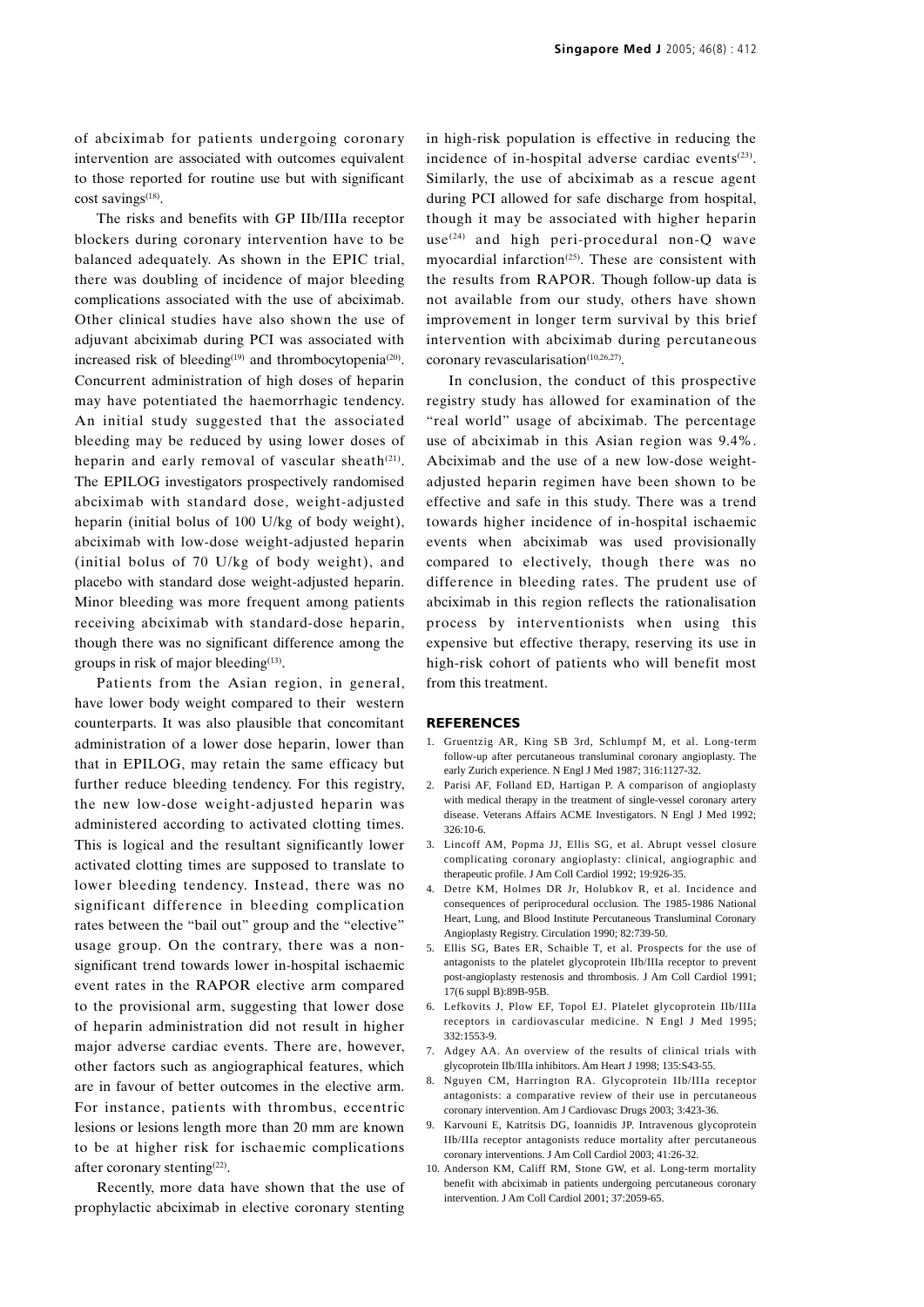of abciximab for patients undergoing coronary intervention are associated with outcomes equivalent to those reported for routine use but with significant cost savings[18].

The risks and benefits with GP IIb/IIIa receptor blockers during coronary intervention have to be balanced adequately. As shown in the EPIC trial, there was doubling of incidence of major bleeding complications associated with the use of abciximab. Other clinical studies have also shown the use of adjuvant abciximab during PCI was associated with increased risk of bleeding[19] and thrombocytopenia[20]. Concurrent administration of high doses of heparin may have potentiated the haemorrhagic tendency. An initial study suggested that the associated bleeding may be reduced by using lower doses of heparin and early removal of vascular sheath[21]. The EPILOG investigators prospectively randomised abciximab with standard dose, weight-adjusted heparin (initial bolus of 100 U/kg of body weight), abciximab with low-dose weight-adjusted heparin (initial bolus of 70 U/kg of body weight), and placebo with standard dose weight-adjusted heparin. Minor bleeding was more frequent among patients receiving abciximab with standard-dose heparin, though there was no significant difference among the groups in risk of major bleeding[13].

Patients from the Asian region, in general, have lower body weight compared to their western counterparts. It was also plausible that concomitant administration of a lower dose heparin, lower than that in EPILOG, may retain the same efficacy but further reduce bleeding tendency. For this registry, the new low-dose weight-adjusted heparin was administered according to activated clotting times. This is logical and the resultant significantly lower activated clotting times are supposed to translate to lower bleeding tendency. Instead, there was no significant difference in bleeding complication rates between the "bail out" group and the "elective" usage group. On the contrary, there was a non-significant trend towards lower in-hospital ischaemic event rates in the RAPOR elective arm compared to the provisional arm, suggesting that lower dose of heparin administration did not result in higher major adverse cardiac events. There are, however, other factors such as angiographical features, which are in favour of better outcomes in the elective arm. For instance, patients with thrombus, eccentric lesions or lesions length more than 20 mm are known to be at higher risk for ischaemic complications after coronary stenting[22].

Recently, more data have shown that the use of prophylactic abciximab in elective coronary stenting in high-risk population is effective in reducing the incidence of in-hospital adverse cardiac events[23]. Similarly, the use of abciximab as a rescue agent during PCI allowed for safe discharge from hospital, though it may be associated with higher heparin use[24] and high peri-procedural non-Q wave myocardial infarction[25]. These are consistent with the results from RAPOR. Though follow-up data is not available from our study, others have shown improvement in longer term survival by this brief intervention with abciximab during percutaneous coronary revascularisation[10,26,27].

In conclusion, the conduct of this prospective registry study has allowed for examination of the "real world" usage of abciximab. The percentage use of abciximab in this Asian region was 9.4%. Abciximab and the use of a new low-dose weight-adjusted heparin regimen have been shown to be effective and safe in this study. There was a trend towards higher incidence of in-hospital ischaemic events when abciximab was used provisionally compared to electively, though there was no difference in bleeding rates. The prudent use of abciximab in this region reflects the rationalisation process by interventionists when using this expensive but effective therapy, reserving its use in high-risk cohort of patients who will benefit most from this treatment.

## REFERENCES

1. Gruentzig AR, King SB 3rd, Schlumpf M, et al. Long-term follow-up after percutaneous transluminal coronary angioplasty. The early Zurich experience. N Engl J Med 1987; 316:1127-32.
2. Parisi AF, Folland ED, Hartigan P. A comparison of angioplasty with medical therapy in the treatment of single-vessel coronary artery disease. Veterans Affairs ACME Investigators. N Engl J Med 1992; 326:10-6.
3. Lincoff AM, Popma JJ, Ellis SG, et al. Abrupt vessel closure complicating coronary angioplasty: clinical, angiographic and therapeutic profile. J Am Coll Cardiol 1992; 19:926-35.
4. Detre KM, Holmes DR Jr, Holubkov R, et al. Incidence and consequences of periprocedural occlusion. The 1985-1986 National Heart, Lung, and Blood Institute Percutaneous Transluminal Coronary Angioplasty Registry. Circulation 1990; 82:739-50.
5. Ellis SG, Bates ER, Schaible T, et al. Prospects for the use of antagonists to the platelet glycoprotein IIb/IIIa receptor to prevent post-angioplasty restenosis and thrombosis. J Am Coll Cardiol 1991; 17(6 suppl B):89B-95B.
6. Lefkovits J, Plow EF, Topol EJ. Platelet glycoprotein IIb/IIIa receptors in cardiovascular medicine. N Engl J Med 1995; 332:1553-9.
7. Adgey AA. An overview of the results of clinical trials with glycoprotein IIb/IIIa inhibitors. Am Heart J 1998; 135:S43-55.
8. Nguyen CM, Harrington RA. Glycoprotein IIb/IIIa receptor antagonists: a comparative review of their use in percutaneous coronary intervention. Am J Cardiovasc Drugs 2003; 3:423-36.
9. Karvouni E, Katritsis DG, Ioannidis JP. Intravenous glycoprotein IIb/IIIa receptor antagonists reduce mortality after percutaneous coronary interventions. J Am Coll Cardiol 2003; 41:26-32.
10. Anderson KM, Califf RM, Stone GW, et al. Long-term mortality benefit with abciximab in patients undergoing percutaneous coronary intervention. J Am Coll Cardiol 2001; 37:2059-65.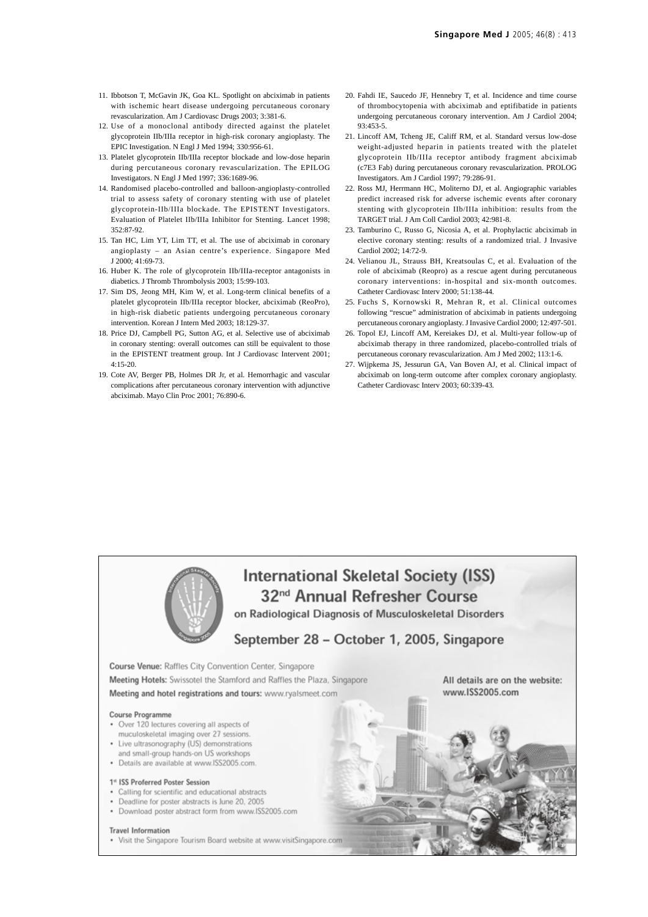11. Ibbotson T, McGavin JK, Goa KL. Spotlight on abciximab in patients with ischemic heart disease undergoing percutaneous coronary revascularization. Am J Cardiovasc Drugs 2003; 3:381-6.
12. Use of a monoclonal antibody directed against the platelet glycoprotein IIb/IIIa receptor in high-risk coronary angioplasty. The EPIC Investigation. N Engl J Med 1994; 330:956-61.
13. Platelet glycoprotein IIb/IIIa receptor blockade and low-dose heparin during percutaneous coronary revascularization. The EPILOG Investigators. N Engl J Med 1997; 336:1689-96.
14. Randomised placebo-controlled and balloon-angioplasty-controlled trial to assess safety of coronary stenting with use of platelet glycoprotein-IIb/IIIa blockade. The EPISTENT Investigators. Evaluation of Platelet IIb/IIIa Inhibitor for Stenting. Lancet 1998; 352:87-92.
15. Tan HC, Lim YT, Lim TT, et al. The use of abciximab in coronary angioplasty – an Asian centre's experience. Singapore Med J 2000; 41:69-73.
16. Huber K. The role of glycoprotein IIb/IIIa-receptor antagonists in diabetics. J Thromb Thrombolysis 2003; 15:99-103.
17. Sim DS, Jeong MH, Kim W, et al. Long-term clinical benefits of a platelet glycoprotein IIb/IIIa receptor blocker, abciximab (ReoPro), in high-risk diabetic patients undergoing percutaneous coronary intervention. Korean J Intern Med 2003; 18:129-37.
18. Price DJ, Campbell PG, Sutton AG, et al. Selective use of abciximab in coronary stenting: overall outcomes can still be equivalent to those in the EPISTENT treatment group. Int J Cardiovasc Intervent 2001; 4:15-20.
19. Cote AV, Berger PB, Holmes DR Jr, et al. Hemorrhagic and vascular complications after percutaneous coronary intervention with adjunctive abciximab. Mayo Clin Proc 2001; 76:890-6.
20. Fahdi IE, Saucedo JF, Hennebry T, et al. Incidence and time course of thrombocytopenia with abciximab and eptifibatide in patients undergoing percutaneous coronary intervention. Am J Cardiol 2004; 93:453-5.
21. Lincoff AM, Tcheng JE, Califf RM, et al. Standard versus low-dose weight-adjusted heparin in patients treated with the platelet glycoprotein IIb/IIIa receptor antibody fragment abciximab (c7E3 Fab) during percutaneous coronary revascularization. PROLOG Investigators. Am J Cardiol 1997; 79:286-91.
22. Ross MJ, Herrmann HC, Moliterno DJ, et al. Angiographic variables predict increased risk for adverse ischemic events after coronary stenting with glycoprotein IIb/IIIa inhibition: results from the TARGET trial. J Am Coll Cardiol 2003; 42:981-8.
23. Tamburino C, Russo G, Nicosia A, et al. Prophylactic abciximab in elective coronary stenting: results of a randomized trial. J Invasive Cardiol 2002; 14:72-9.
24. Velianou JL, Strauss BH, Kreatsoulas C, et al. Evaluation of the role of abciximab (Reopro) as a rescue agent during percutaneous coronary interventions: in-hospital and six-month outcomes. Catheter Cardiovasc Interv 2000; 51:138-44.
25. Fuchs S, Kornowski R, Mehran R, et al. Clinical outcomes following "rescue" administration of abciximab in patients undergoing percutaneous coronary angioplasty. J Invasive Cardiol 2000; 12:497-501.
26. Topol EJ, Lincoff AM, Kereiakes DJ, et al. Multi-year follow-up of abciximab therapy in three randomized, placebo-controlled trials of percutaneous coronary revascularization. Am J Med 2002; 113:1-6.
27. Wijpkema JS, Jessurun GA, Van Boven AJ, et al. Clinical impact of abciximab on long-term outcome after complex coronary angioplasty. Catheter Cardiovasc Interv 2003; 60:339-43.

# International Skeletal Society (ISS)

## 32nd Annual Refresher Course

on Radiological Diagnosis of Musculoskeletal Disorders

## September 28 – October 1, 2005, Singapore

**Course Venue:** Raffles City Convention Center, Singapore

**Meeting Hotels:** Swissotel the Stamford and Raffles the Plaza, Singapore

**Meeting and hotel registrations and tours:** www.ryalsmeet.com

**All details are on the website: www.ISS2005.com**

### Course Programme

- Over 120 lectures covering all aspects of muculoskeletal imaging over 27 sessions.
- Live ultrasonography (US) demonstrations and small-group hands-on US workshops
- Details are available at www.ISS2005.com.

### 1st ISS Proferred Poster Session

- Calling for scientific and educational abstracts
- Deadline for poster abstracts is June 20, 2005
- Download poster abstract form from www.ISS2005.com

### Travel Information

- Visit the Singapore Tourism Board website at www.visitSingapore.com